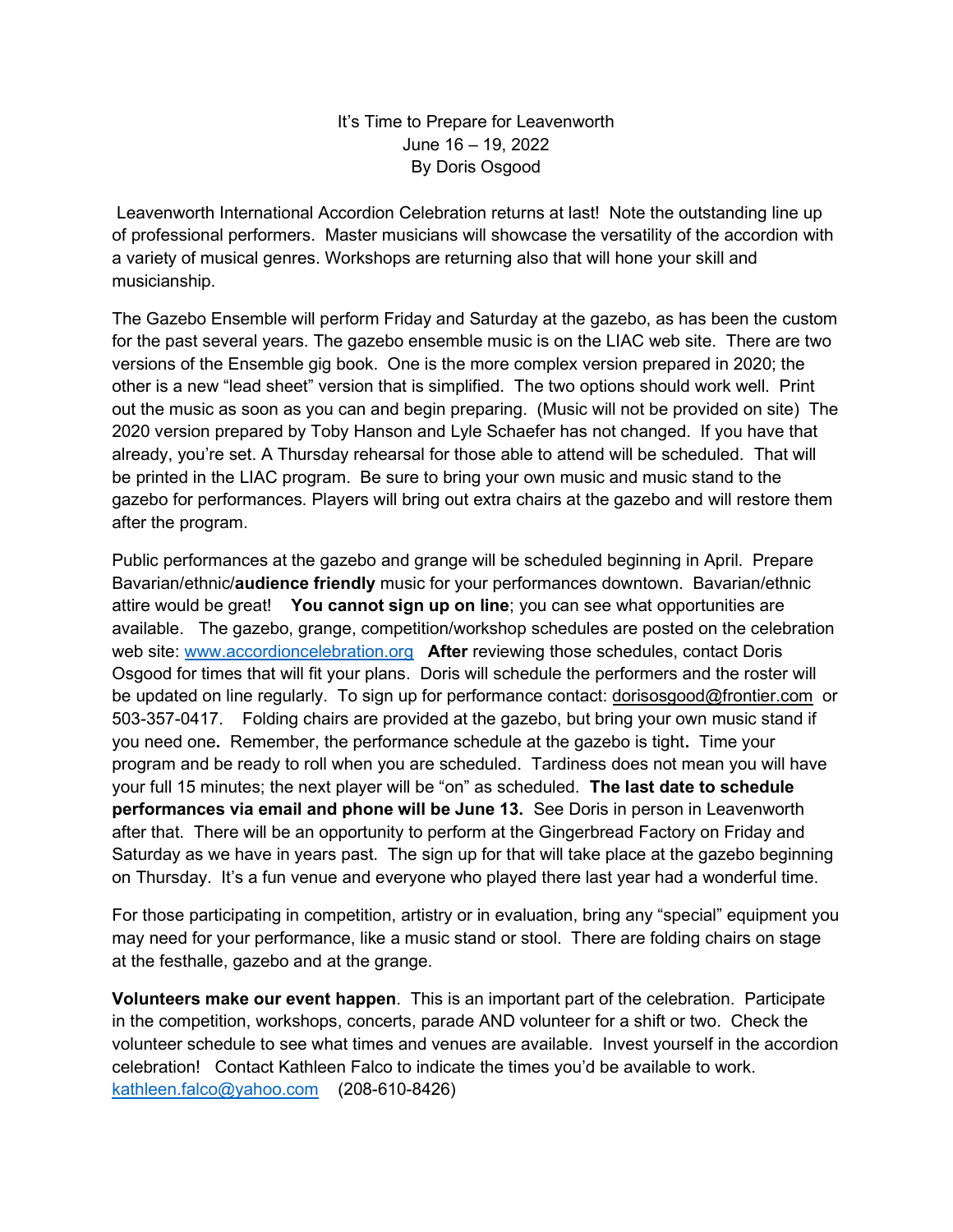# It's Time to Prepare for Leavenworth
## June 16 – 19, 2022
### By Doris Osgood

Leavenworth International Accordion Celebration returns at last! Note the outstanding line up of professional performers. Master musicians will showcase the versatility of the accordion with a variety of musical genres. Workshops are returning also that will hone your skill and musicianship.

The Gazebo Ensemble will perform Friday and Saturday at the gazebo, as has been the custom for the past several years. The gazebo ensemble music is on the LIAC web site. There are two versions of the Ensemble gig book. One is the more complex version prepared in 2020; the other is a new "lead sheet" version that is simplified. The two options should work well. Print out the music as soon as you can and begin preparing. (Music will not be provided on site) The 2020 version prepared by Toby Hanson and Lyle Schaefer has not changed. If you have that already, you're set. A Thursday rehearsal for those able to attend will be scheduled. That will be printed in the LIAC program. Be sure to bring your own music and music stand to the gazebo for performances. Players will bring out extra chairs at the gazebo and will restore them after the program.

Public performances at the gazebo and grange will be scheduled beginning in April. Prepare Bavarian/ethnic/**audience friendly** music for your performances downtown. Bavarian/ethnic attire would be great! **You cannot sign up on line**; you can see what opportunities are available. The gazebo, grange, competition/workshop schedules are posted on the celebration web site: www.accordioncelebration.org **After** reviewing those schedules, contact Doris Osgood for times that will fit your plans. Doris will schedule the performers and the roster will be updated on line regularly. To sign up for performance contact: dorisosgood@frontier.com or 503-357-0417. Folding chairs are provided at the gazebo, but bring your own music stand if you need one**.** Remember, the performance schedule at the gazebo is tight**.** Time your program and be ready to roll when you are scheduled. Tardiness does not mean you will have your full 15 minutes; the next player will be "on" as scheduled. **The last date to schedule performances via email and phone will be June 13.** See Doris in person in Leavenworth after that. There will be an opportunity to perform at the Gingerbread Factory on Friday and Saturday as we have in years past. The sign up for that will take place at the gazebo beginning on Thursday. It's a fun venue and everyone who played there last year had a wonderful time.

For those participating in competition, artistry or in evaluation, bring any "special" equipment you may need for your performance, like a music stand or stool. There are folding chairs on stage at the festhalle, gazebo and at the grange.

**Volunteers make our event happen**. This is an important part of the celebration. Participate in the competition, workshops, concerts, parade AND volunteer for a shift or two. Check the volunteer schedule to see what times and venues are available. Invest yourself in the accordion celebration! Contact Kathleen Falco to indicate the times you'd be available to work. kathleen.falco@yahoo.com (208-610-8426)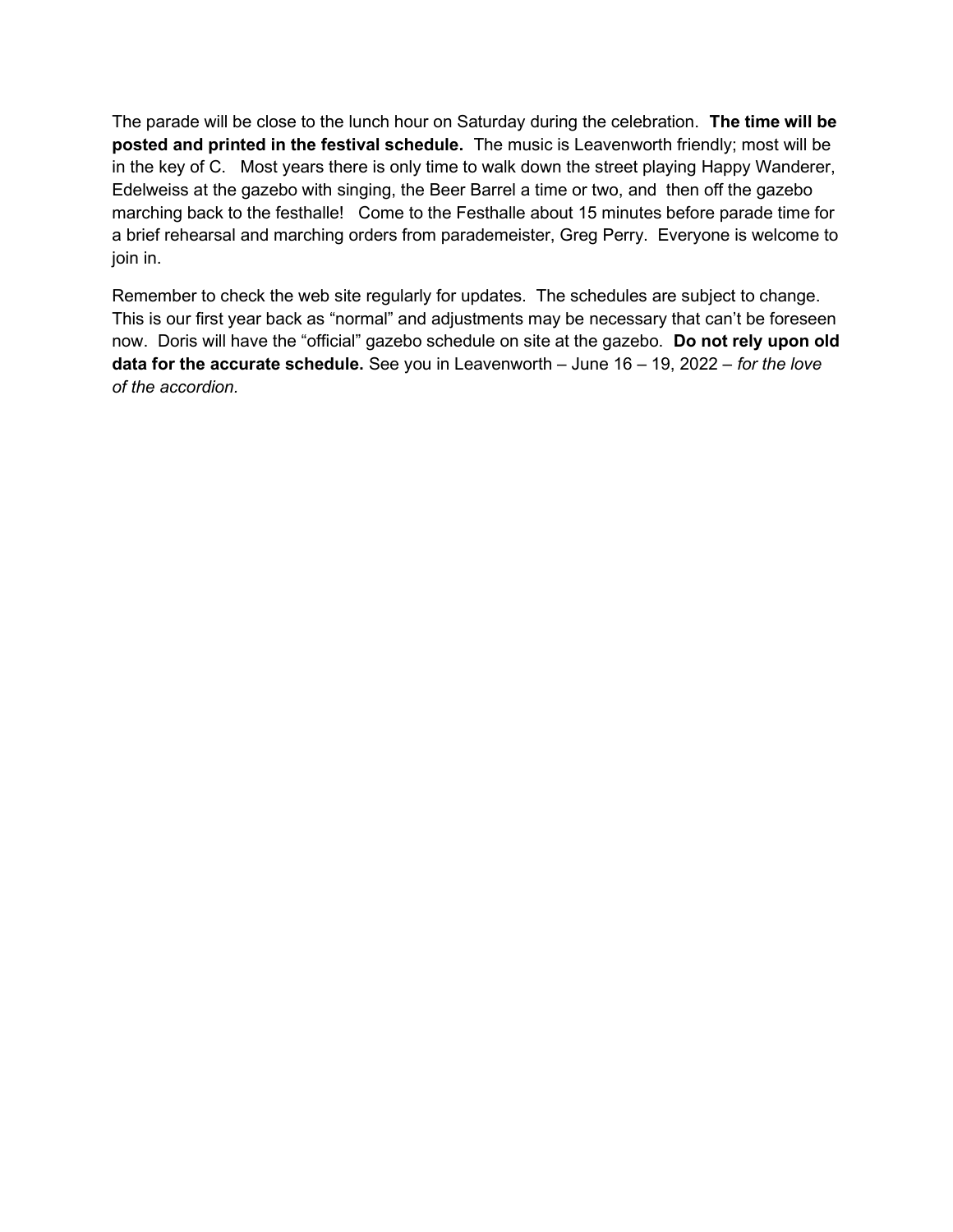The parade will be close to the lunch hour on Saturday during the celebration. **The time will be posted and printed in the festival schedule.** The music is Leavenworth friendly; most will be in the key of C. Most years there is only time to walk down the street playing Happy Wanderer, Edelweiss at the gazebo with singing, the Beer Barrel a time or two, and then off the gazebo marching back to the festhalle! Come to the Festhalle about 15 minutes before parade time for a brief rehearsal and marching orders from parademeister, Greg Perry. Everyone is welcome to join in.

Remember to check the web site regularly for updates. The schedules are subject to change. This is our first year back as "normal" and adjustments may be necessary that can't be foreseen now. Doris will have the "official" gazebo schedule on site at the gazebo. **Do not rely upon old data for the accurate schedule.** See you in Leavenworth – June 16 – 19, 2022 – *for the love of the accordion*.